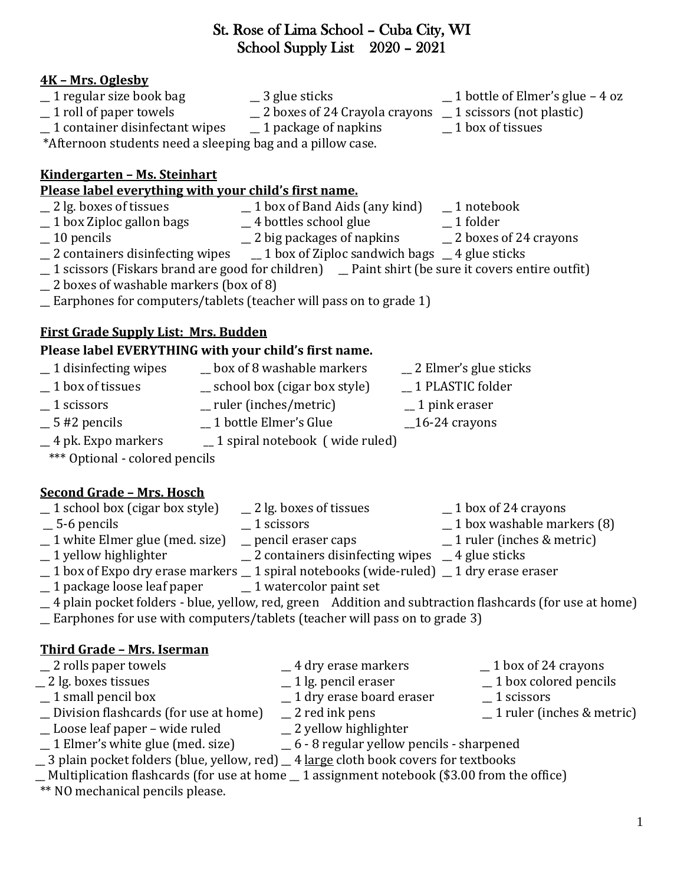# St. Rose of Lima School – Cuba City, WI
## School Supply List 2020 – 2021

**4K – Mrs. Oglesby**

- __ 1 regular size book bag
- __ 3 glue sticks
- __ 1 bottle of Elmer's glue – 4 oz
- __ 1 roll of paper towels
- __ 2 boxes of 24 Crayola crayons
- __ 1 scissors (not plastic)
- __ 1 container disinfectant wipes
- __ 1 package of napkins
- __ 1 box of tissues

*Afternoon students need a sleeping bag and a pillow case.

**Kindergarten – Ms. Steinhart**

**Please label everything with your child's first name.**

- __ 2 lg. boxes of tissues
- __ 1 box of Band Aids (any kind)
- __ 1 notebook
- __ 1 box Ziploc gallon bags
- __ 4 bottles school glue
- __ 1 folder
- __ 10 pencils
- __ 2 big packages of napkins
- __ 2 boxes of 24 crayons
- __ 2 containers disinfecting wipes
- __ 1 box of Ziploc sandwich bags
- __ 4 glue sticks
- __ 1 scissors (Fiskars brand are good for children)
- __ Paint shirt (be sure it covers entire outfit)
- __ 2 boxes of washable markers (box of 8)
- __ Earphones for computers/tablets (teacher will pass on to grade 1)

**First Grade Supply List: Mrs. Budden**

**Please label EVERYTHING with your child's first name.**

- __ 1 disinfecting wipes
- __ box of 8 washable markers
- __ 2 Elmer's glue sticks
- __ 1 box of tissues
- __ school box (cigar box style)
- __ 1 PLASTIC folder
- __ 1 scissors
- __ ruler (inches/metric)
- __ 1 pink eraser
- __ 5 #2 pencils
- __ 1 bottle Elmer's Glue
- __16-24 crayons
- __ 4 pk. Expo markers
- __ 1 spiral notebook ( wide ruled)

*** Optional - colored pencils

**Second Grade – Mrs. Hosch**

- __ 1 school box (cigar box style)
- __ 2 lg. boxes of tissues
- __ 1 box of 24 crayons
- __ 5-6 pencils
- __ 1 scissors
- __ 1 box washable markers (8)
- __ 1 white Elmer glue (med. size)
- __ pencil eraser caps
- __ 1 ruler (inches & metric)
- __ 1 yellow highlighter
- __ 2 containers disinfecting wipes
- __ 4 glue sticks
- __ 1 box of Expo dry erase markers
- __ 1 spiral notebooks (wide-ruled)
- __ 1 dry erase eraser
- __ 1 package loose leaf paper
- __ 1 watercolor paint set
- __ 4 plain pocket folders - blue, yellow, red, green
- Addition and subtraction flashcards (for use at home)
- __ Earphones for use with computers/tablets (teacher will pass on to grade 3)

**Third Grade – Mrs. Iserman**

- __ 2 rolls paper towels
- __ 4 dry erase markers
- __ 1 box of 24 crayons
- __ 2 lg. boxes tissues
- __ 1 lg. pencil eraser
- __ 1 box colored pencils
- __ 1 small pencil box
- __ 1 dry erase board eraser
- __ 1 scissors
- __ Division flashcards (for use at home)
- __ 2 red ink pens
- __ 1 ruler (inches & metric)
- __ Loose leaf paper – wide ruled
- __ 2 yellow highlighter
- __ 1 Elmer's white glue (med. size)
- __ 6 - 8 regular yellow pencils - sharpened
- __ 3 plain pocket folders (blue, yellow, red)
- __ 4 <u>large</u> cloth book covers for textbooks
- __ Multiplication flashcards (for use at home
- __ 1 assignment notebook ($3.00 from the office)

** NO mechanical pencils please.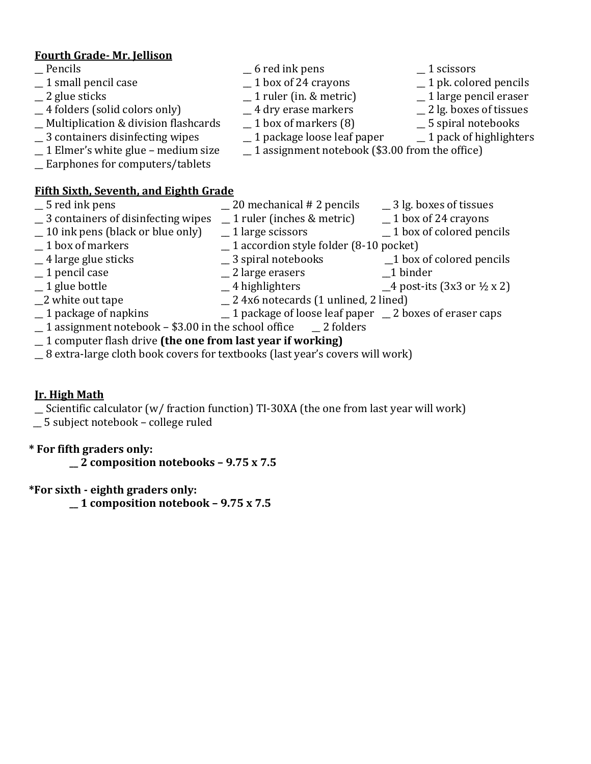**Fourth Grade- Mr. Jellison**

- __ Pencils
- __ 1 small pencil case
- __ 2 glue sticks
- __ 4 folders (solid colors only)
- __ Multiplication & division flashcards
- __ 3 containers disinfecting wipes
- __ 1 Elmer's white glue – medium size
- __ Earphones for computers/tablets
- __ 6 red ink pens
- __ 1 box of 24 crayons
- __ 1 ruler (in. & metric)
- __ 4 dry erase markers
- __ 1 box of markers (8)
- __ 1 package loose leaf paper
- __ 1 assignment notebook ($3.00 from the office)
- __ 1 scissors
- __ 1 pk. colored pencils
- __ 1 large pencil eraser
- __ 2 lg. boxes of tissues
- __ 5 spiral notebooks
- __ 1 pack of highlighters

**Fifth Sixth, Seventh, and Eighth Grade**

- __ 5 red ink pens
- __ 3 containers of disinfecting wipes
- __ 10 ink pens (black or blue only)
- __ 1 box of markers
- __ 4 large glue sticks
- __ 1 pencil case
- __ 1 glue bottle
- __2 white out tape
- __ 1 package of napkins
- __ 1 assignment notebook – $3.00 in the school office
- __ 1 computer flash drive **(the one from last year if working)**
- __ 8 extra-large cloth book covers for textbooks (last year's covers will work)
- __ 20 mechanical # 2 pencils
- __ 1 ruler (inches & metric)
- __ 1 large scissors
- __ 1 accordion style folder (8-10 pocket)
- __ 3 spiral notebooks
- __ 2 large erasers
- __ 4 highlighters
- __ 2 4x6 notecards (1 unlined, 2 lined)
- __ 1 package of loose leaf paper
- __ 2 folders
- __ 3 lg. boxes of tissues
- __ 1 box of 24 crayons
- __ 1 box of colored pencils
- __1 box of colored pencils
- __1 binder
- __4 post-its (3x3 or ½ x 2)
- __ 2 boxes of eraser caps

**Jr. High Math**

- __ Scientific calculator (w/ fraction function) TI-30XA (the one from last year will work)
- __ 5 subject notebook – college ruled

**\* For fifth graders only:**

**__ 2 composition notebooks – 9.75 x 7.5**

**\*For sixth - eighth graders only:**

**__ 1 composition notebook – 9.75 x 7.5**